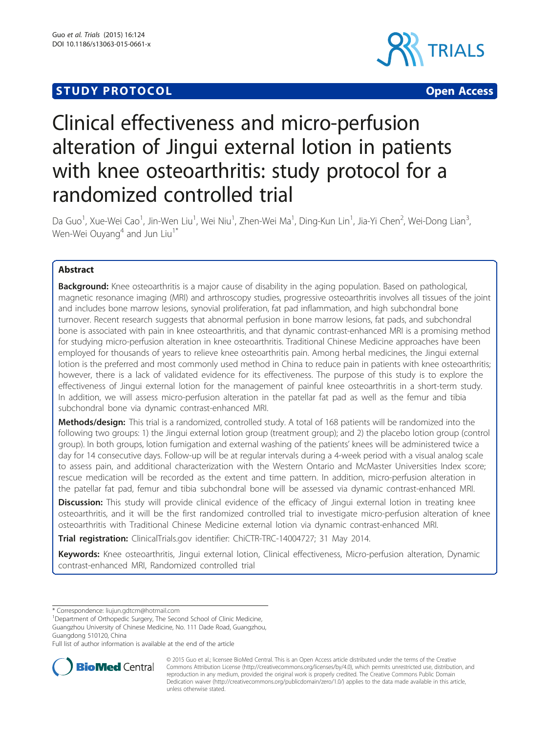STUDY PROTOCOL Open Access

# Clinical effectiveness and micro-perfusion alteration of Jingui external lotion in patients with knee osteoarthritis: study protocol for a randomized controlled trial

Da Guo[1], Xue-Wei Cao[1], Jin-Wen Liu[1], Wei Niu[1], Zhen-Wei Ma[1], Ding-Kun Lin[1], Jia-Yi Chen[2], Wei-Dong Lian[3], Wen-Wei Ouyang[4] and Jun Liu[1*]

## Abstract

**Background:** Knee osteoarthritis is a major cause of disability in the aging population. Based on pathological, magnetic resonance imaging (MRI) and arthroscopy studies, progressive osteoarthritis involves all tissues of the joint and includes bone marrow lesions, synovial proliferation, fat pad inflammation, and high subchondral bone turnover. Recent research suggests that abnormal perfusion in bone marrow lesions, fat pads, and subchondral bone is associated with pain in knee osteoarthritis, and that dynamic contrast-enhanced MRI is a promising method for studying micro-perfusion alteration in knee osteoarthritis. Traditional Chinese Medicine approaches have been employed for thousands of years to relieve knee osteoarthritis pain. Among herbal medicines, the Jingui external lotion is the preferred and most commonly used method in China to reduce pain in patients with knee osteoarthritis; however, there is a lack of validated evidence for its effectiveness. The purpose of this study is to explore the effectiveness of Jingui external lotion for the management of painful knee osteoarthritis in a short-term study. In addition, we will assess micro-perfusion alteration in the patellar fat pad as well as the femur and tibia subchondral bone via dynamic contrast-enhanced MRI.

**Methods/design:** This trial is a randomized, controlled study. A total of 168 patients will be randomized into the following two groups: 1) the Jingui external lotion group (treatment group); and 2) the placebo lotion group (control group). In both groups, lotion fumigation and external washing of the patients' knees will be administered twice a day for 14 consecutive days. Follow-up will be at regular intervals during a 4-week period with a visual analog scale to assess pain, and additional characterization with the Western Ontario and McMaster Universities Index score; rescue medication will be recorded as the extent and time pattern. In addition, micro-perfusion alteration in the patellar fat pad, femur and tibia subchondral bone will be assessed via dynamic contrast-enhanced MRI.

**Discussion:** This study will provide clinical evidence of the efficacy of Jingui external lotion in treating knee osteoarthritis, and it will be the first randomized controlled trial to investigate micro-perfusion alteration of knee osteoarthritis with Traditional Chinese Medicine external lotion via dynamic contrast-enhanced MRI.

**Trial registration:** ClinicalTrials.gov identifier: ChiCTR-TRC-14004727; 31 May 2014.

**Keywords:** Knee osteoarthritis, Jingui external lotion, Clinical effectiveness, Micro-perfusion alteration, Dynamic contrast-enhanced MRI, Randomized controlled trial

---

\* Correspondence: liujun.gdtcm@hotmail.com

[1]Department of Orthopedic Surgery, The Second School of Clinic Medicine, Guangzhou University of Chinese Medicine, No. 111 Dade Road, Guangzhou, Guangdong 510120, China

Full list of author information is available at the end of the article

© 2015 Guo et al.; licensee BioMed Central. This is an Open Access article distributed under the terms of the Creative Commons Attribution License (http://creativecommons.org/licenses/by/4.0), which permits unrestricted use, distribution, and reproduction in any medium, provided the original work is properly credited. The Creative Commons Public Domain Dedication waiver (http://creativecommons.org/publicdomain/zero/1.0/) applies to the data made available in this article, unless otherwise stated.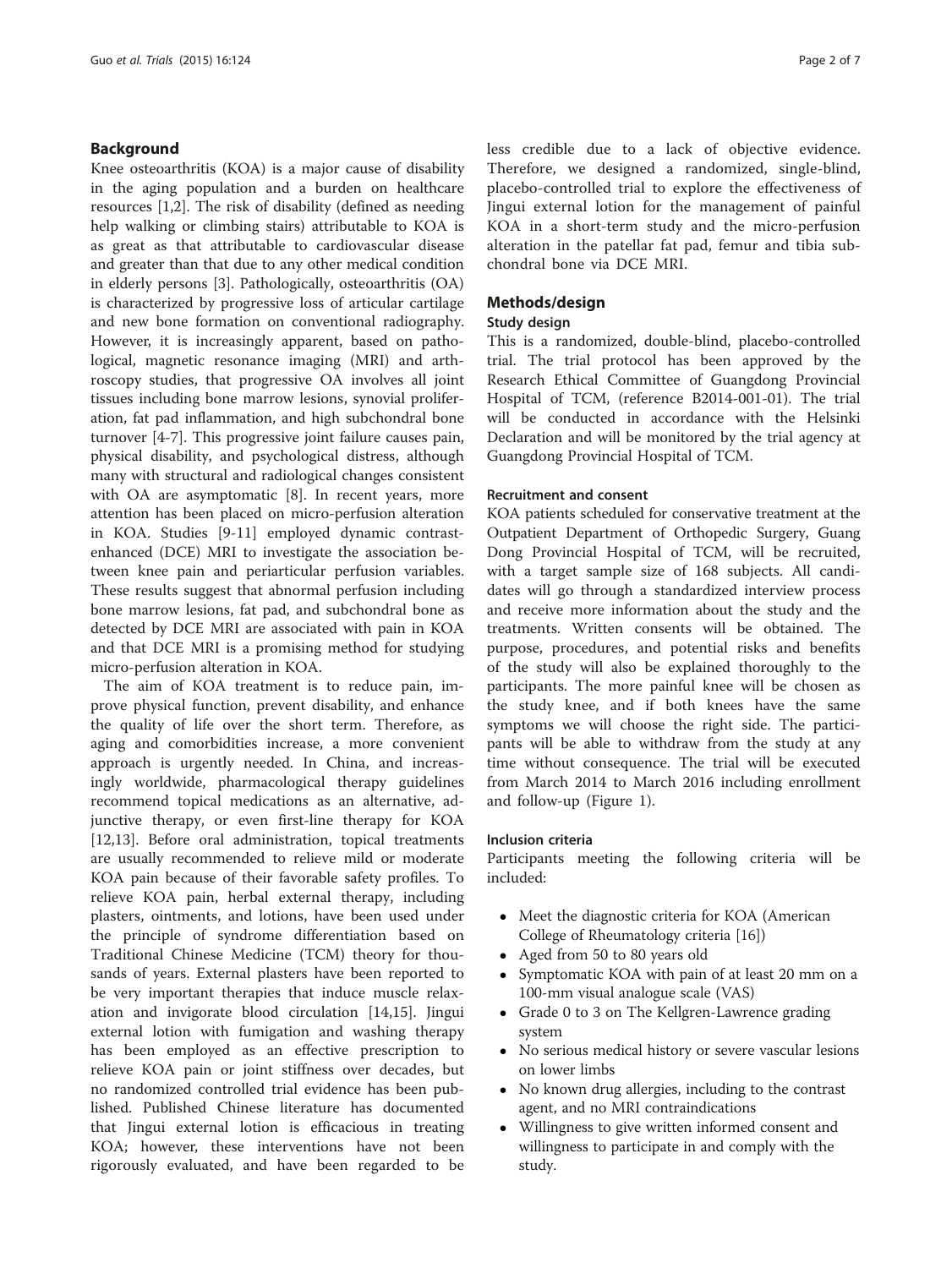## Background

Knee osteoarthritis (KOA) is a major cause of disability in the aging population and a burden on healthcare resources [1,2]. The risk of disability (defined as needing help walking or climbing stairs) attributable to KOA is as great as that attributable to cardiovascular disease and greater than that due to any other medical condition in elderly persons [3]. Pathologically, osteoarthritis (OA) is characterized by progressive loss of articular cartilage and new bone formation on conventional radiography. However, it is increasingly apparent, based on pathological, magnetic resonance imaging (MRI) and arthroscopy studies, that progressive OA involves all joint tissues including bone marrow lesions, synovial proliferation, fat pad inflammation, and high subchondral bone turnover [4-7]. This progressive joint failure causes pain, physical disability, and psychological distress, although many with structural and radiological changes consistent with OA are asymptomatic [8]. In recent years, more attention has been placed on micro-perfusion alteration in KOA. Studies [9-11] employed dynamic contrast-enhanced (DCE) MRI to investigate the association between knee pain and periarticular perfusion variables. These results suggest that abnormal perfusion including bone marrow lesions, fat pad, and subchondral bone as detected by DCE MRI are associated with pain in KOA and that DCE MRI is a promising method for studying micro-perfusion alteration in KOA.

The aim of KOA treatment is to reduce pain, improve physical function, prevent disability, and enhance the quality of life over the short term. Therefore, as aging and comorbidities increase, a more convenient approach is urgently needed. In China, and increasingly worldwide, pharmacological therapy guidelines recommend topical medications as an alternative, adjunctive therapy, or even first-line therapy for KOA [12,13]. Before oral administration, topical treatments are usually recommended to relieve mild or moderate KOA pain because of their favorable safety profiles. To relieve KOA pain, herbal external therapy, including plasters, ointments, and lotions, have been used under the principle of syndrome differentiation based on Traditional Chinese Medicine (TCM) theory for thousands of years. External plasters have been reported to be very important therapies that induce muscle relaxation and invigorate blood circulation [14,15]. Jingui external lotion with fumigation and washing therapy has been employed as an effective prescription to relieve KOA pain or joint stiffness over decades, but no randomized controlled trial evidence has been published. Published Chinese literature has documented that Jingui external lotion is efficacious in treating KOA; however, these interventions have not been rigorously evaluated, and have been regarded to be less credible due to a lack of objective evidence. Therefore, we designed a randomized, single-blind, placebo-controlled trial to explore the effectiveness of Jingui external lotion for the management of painful KOA in a short-term study and the micro-perfusion alteration in the patellar fat pad, femur and tibia subchondral bone via DCE MRI.

## Methods/design

### Study design

This is a randomized, double-blind, placebo-controlled trial. The trial protocol has been approved by the Research Ethical Committee of Guangdong Provincial Hospital of TCM, (reference B2014-001-01). The trial will be conducted in accordance with the Helsinki Declaration and will be monitored by the trial agency at Guangdong Provincial Hospital of TCM.

#### Recruitment and consent

KOA patients scheduled for conservative treatment at the Outpatient Department of Orthopedic Surgery, Guang Dong Provincial Hospital of TCM, will be recruited, with a target sample size of 168 subjects. All candidates will go through a standardized interview process and receive more information about the study and the treatments. Written consents will be obtained. The purpose, procedures, and potential risks and benefits of the study will also be explained thoroughly to the participants. The more painful knee will be chosen as the study knee, and if both knees have the same symptoms we will choose the right side. The participants will be able to withdraw from the study at any time without consequence. The trial will be executed from March 2014 to March 2016 including enrollment and follow-up (Figure 1).

#### Inclusion criteria

Participants meeting the following criteria will be included:

- Meet the diagnostic criteria for KOA (American College of Rheumatology criteria [16])
- Aged from 50 to 80 years old
- Symptomatic KOA with pain of at least 20 mm on a 100-mm visual analogue scale (VAS)
- Grade 0 to 3 on The Kellgren-Lawrence grading system
- No serious medical history or severe vascular lesions on lower limbs
- No known drug allergies, including to the contrast agent, and no MRI contraindications
- Willingness to give written informed consent and willingness to participate in and comply with the study.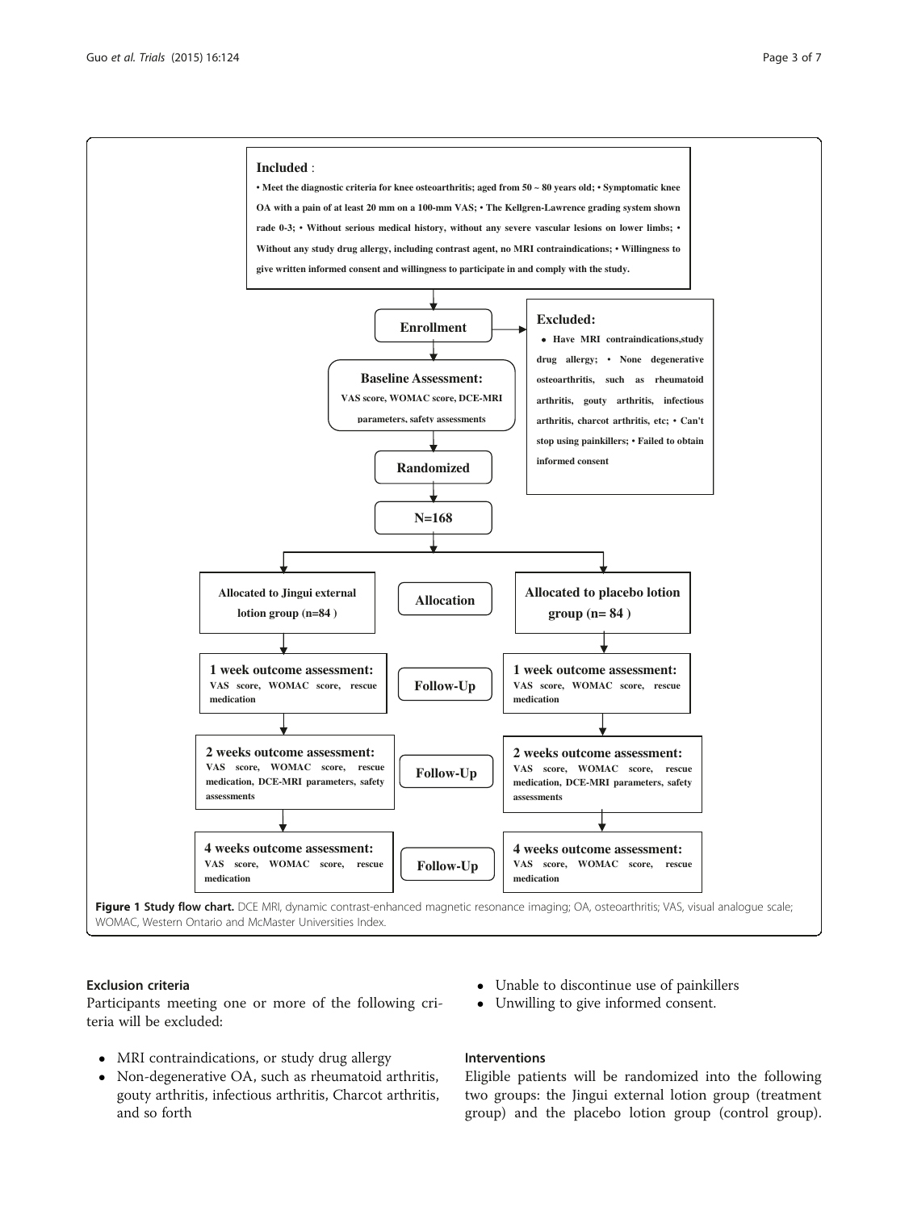**Included**:

• Meet the diagnostic criteria for knee osteoarthritis; aged from 50 ~ 80 years old; • Symptomatic knee OA with a pain of at least 20 mm on a 100-mm VAS; • The Kellgren-Lawrence grading system shown rade 0-3; • Without serious medical history, without any severe vascular lesions on lower limbs; • Without any study drug allergy, including contrast agent, no MRI contraindications; • Willingness to give written informed consent and willingness to participate in and comply with the study.

**Enrollment**

**Excluded:**

• Have MRI contraindications,study drug allergy; • None degenerative osteoarthritis, such as rheumatoid arthritis, gouty arthritis, infectious arthritis, charcot arthritis, etc; • Can't stop using painkillers; • Failed to obtain informed consent

**Baseline Assessment:** VAS score, WOMAC score, DCE-MRI parameters, safety assessments

**Randomized**

**N=168**

**Allocation**

| Allocated to Jingui external lotion group (n=84) | Allocation | Allocated to placebo lotion group (n= 84) |
| --- | --- | --- |
| **1 week outcome assessment:** VAS score, WOMAC score, rescue medication | Follow-Up | **1 week outcome assessment:** VAS score, WOMAC score, rescue medication |
| **2 weeks outcome assessment:** VAS score, WOMAC score, rescue medication, DCE-MRI parameters, safety assessments | Follow-Up | **2 weeks outcome assessment:** VAS score, WOMAC score, rescue medication, DCE-MRI parameters, safety assessments |
| **4 weeks outcome assessment:** VAS score, WOMAC score, rescue medication | Follow-Up | **4 weeks outcome assessment:** VAS score, WOMAC score, rescue medication |

**Figure 1 Study flow chart.** DCE MRI, dynamic contrast-enhanced magnetic resonance imaging; OA, osteoarthritis; VAS, visual analogue scale; WOMAC, Western Ontario and McMaster Universities Index.

### Exclusion criteria

Participants meeting one or more of the following criteria will be excluded:

- MRI contraindications, or study drug allergy
- Non-degenerative OA, such as rheumatoid arthritis, gouty arthritis, infectious arthritis, Charcot arthritis, and so forth
- Unable to discontinue use of painkillers
- Unwilling to give informed consent.

### Interventions

Eligible patients will be randomized into the following two groups: the Jingui external lotion group (treatment group) and the placebo lotion group (control group).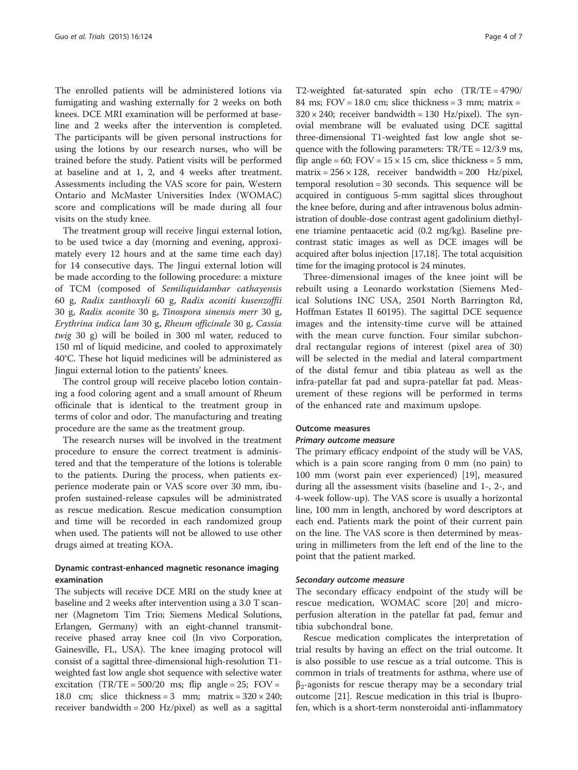The enrolled patients will be administered lotions via fumigating and washing externally for 2 weeks on both knees. DCE MRI examination will be performed at baseline and 2 weeks after the intervention is completed. The participants will be given personal instructions for using the lotions by our research nurses, who will be trained before the study. Patient visits will be performed at baseline and at 1, 2, and 4 weeks after treatment. Assessments including the VAS score for pain, Western Ontario and McMaster Universities Index (WOMAC) score and complications will be made during all four visits on the study knee.

The treatment group will receive Jingui external lotion, to be used twice a day (morning and evening, approximately every 12 hours and at the same time each day) for 14 consecutive days. The Jingui external lotion will be made according to the following procedure: a mixture of TCM (composed of *Semiliquidambar cathayensis* 60 g, *Radix zanthoxyli* 60 g, *Radix aconiti kusenzoffii* 30 g, *Radix aconite* 30 g, *Tinospora sinensis merr* 30 g, *Erythrina indica lam* 30 g, *Rheum officinale* 30 g, *Cassia twig* 30 g) will be boiled in 300 ml water, reduced to 150 ml of liquid medicine, and cooled to approximately 40°C. These hot liquid medicines will be administered as Jingui external lotion to the patients' knees.

The control group will receive placebo lotion containing a food coloring agent and a small amount of Rheum officinale that is identical to the treatment group in terms of color and odor. The manufacturing and treating procedure are the same as the treatment group.

The research nurses will be involved in the treatment procedure to ensure the correct treatment is administered and that the temperature of the lotions is tolerable to the patients. During the process, when patients experience moderate pain or VAS score over 30 mm, ibuprofen sustained-release capsules will be administrated as rescue medication. Rescue medication consumption and time will be recorded in each randomized group when used. The patients will not be allowed to use other drugs aimed at treating KOA.

## Dynamic contrast-enhanced magnetic resonance imaging examination

The subjects will receive DCE MRI on the study knee at baseline and 2 weeks after intervention using a 3.0 T scanner (Magnetom Tim Trio; Siemens Medical Solutions, Erlangen, Germany) with an eight-channel transmit-receive phased array knee coil (In vivo Corporation, Gainesville, FL, USA). The knee imaging protocol will consist of a sagittal three-dimensional high-resolution T1-weighted fast low angle shot sequence with selective water excitation (TR/TE = 500/20 ms; flip angle = 25; FOV = 18.0 cm; slice thickness = 3 mm; matrix = 320 × 240; receiver bandwidth = 200 Hz/pixel) as well as a sagittal T2-weighted fat-saturated spin echo (TR/TE = 4790/84 ms; FOV = 18.0 cm; slice thickness = 3 mm; matrix = 320 × 240; receiver bandwidth = 130 Hz/pixel). The synovial membrane will be evaluated using DCE sagittal three-dimensional T1-weighted fast low angle shot sequence with the following parameters: TR/TE = 12/3.9 ms, flip angle = 60; FOV = 15 × 15 cm, slice thickness = 5 mm, matrix = 256 × 128, receiver bandwidth = 200 Hz/pixel, temporal resolution = 30 seconds. This sequence will be acquired in contiguous 5-mm sagittal slices throughout the knee before, during and after intravenous bolus administration of double-dose contrast agent gadolinium diethylene triamine pentaacetic acid (0.2 mg/kg). Baseline precontrast static images as well as DCE images will be acquired after bolus injection [17,18]. The total acquisition time for the imaging protocol is 24 minutes.

Three-dimensional images of the knee joint will be rebuilt using a Leonardo workstation (Siemens Medical Solutions INC USA, 2501 North Barrington Rd, Hoffman Estates Il 60195). The sagittal DCE sequence images and the intensity-time curve will be attained with the mean curve function. Four similar subchondral rectangular regions of interest (pixel area of 30) will be selected in the medial and lateral compartment of the distal femur and tibia plateau as well as the infra-patellar fat pad and supra-patellar fat pad. Measurement of these regions will be performed in terms of the enhanced rate and maximum upslope.

## Outcome measures

### Primary outcome measure

The primary efficacy endpoint of the study will be VAS, which is a pain score ranging from 0 mm (no pain) to 100 mm (worst pain ever experienced) [19], measured during all the assessment visits (baseline and 1-, 2-, and 4-week follow-up). The VAS score is usually a horizontal line, 100 mm in length, anchored by word descriptors at each end. Patients mark the point of their current pain on the line. The VAS score is then determined by measuring in millimeters from the left end of the line to the point that the patient marked.

### Secondary outcome measure

The secondary efficacy endpoint of the study will be rescue medication, WOMAC score [20] and microperfusion alteration in the patellar fat pad, femur and tibia subchondral bone.

Rescue medication complicates the interpretation of trial results by having an effect on the trial outcome. It is also possible to use rescue as a trial outcome. This is common in trials of treatments for asthma, where use of $\beta_2$-agonists for rescue therapy may be a secondary trial outcome [21]. Rescue medication in this trial is Ibuprofen, which is a short-term nonsteroidal anti-inflammatory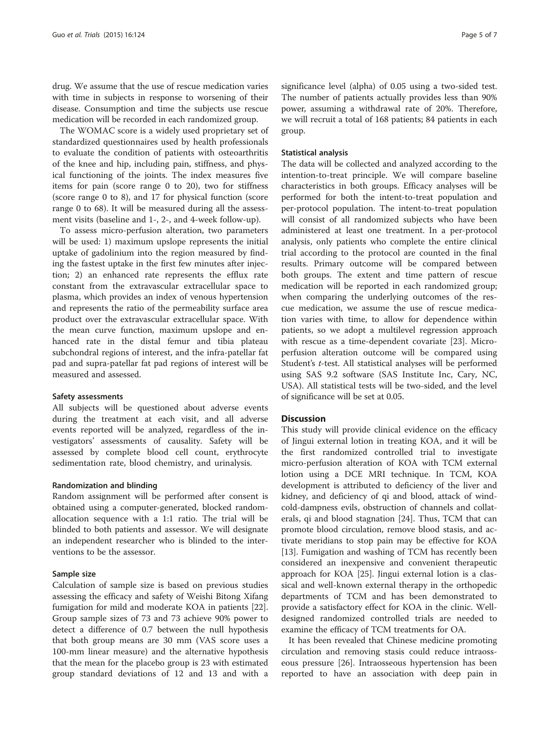drug. We assume that the use of rescue medication varies with time in subjects in response to worsening of their disease. Consumption and time the subjects use rescue medication will be recorded in each randomized group.

The WOMAC score is a widely used proprietary set of standardized questionnaires used by health professionals to evaluate the condition of patients with osteoarthritis of the knee and hip, including pain, stiffness, and physical functioning of the joints. The index measures five items for pain (score range 0 to 20), two for stiffness (score range 0 to 8), and 17 for physical function (score range 0 to 68). It will be measured during all the assessment visits (baseline and 1-, 2-, and 4-week follow-up).

To assess micro-perfusion alteration, two parameters will be used: 1) maximum upslope represents the initial uptake of gadolinium into the region measured by finding the fastest uptake in the first few minutes after injection; 2) an enhanced rate represents the efflux rate constant from the extravascular extracellular space to plasma, which provides an index of venous hypertension and represents the ratio of the permeability surface area product over the extravascular extracellular space. With the mean curve function, maximum upslope and enhanced rate in the distal femur and tibia plateau subchondral regions of interest, and the infra-patellar fat pad and supra-patellar fat pad regions of interest will be measured and assessed.

#### Safety assessments

All subjects will be questioned about adverse events during the treatment at each visit, and all adverse events reported will be analyzed, regardless of the investigators' assessments of causality. Safety will be assessed by complete blood cell count, erythrocyte sedimentation rate, blood chemistry, and urinalysis.

#### Randomization and blinding

Random assignment will be performed after consent is obtained using a computer-generated, blocked random-allocation sequence with a 1:1 ratio. The trial will be blinded to both patients and assessor. We will designate an independent researcher who is blinded to the interventions to be the assessor.

#### Sample size

Calculation of sample size is based on previous studies assessing the efficacy and safety of Weishi Bitong Xifang fumigation for mild and moderate KOA in patients [22]. Group sample sizes of 73 and 73 achieve 90% power to detect a difference of 0.7 between the null hypothesis that both group means are 30 mm (VAS score uses a 100-mm linear measure) and the alternative hypothesis that the mean for the placebo group is 23 with estimated group standard deviations of 12 and 13 and with a significance level (alpha) of 0.05 using a two-sided test. The number of patients actually provides less than 90% power, assuming a withdrawal rate of 20%. Therefore, we will recruit a total of 168 patients; 84 patients in each group.

#### Statistical analysis

The data will be collected and analyzed according to the intention-to-treat principle. We will compare baseline characteristics in both groups. Efficacy analyses will be performed for both the intent-to-treat population and per-protocol population. The intent-to-treat population will consist of all randomized subjects who have been administered at least one treatment. In a per-protocol analysis, only patients who complete the entire clinical trial according to the protocol are counted in the final results. Primary outcome will be compared between both groups. The extent and time pattern of rescue medication will be reported in each randomized group; when comparing the underlying outcomes of the rescue medication, we assume the use of rescue medication varies with time, to allow for dependence within patients, so we adopt a multilevel regression approach with rescue as a time-dependent covariate [23]. Micro-perfusion alteration outcome will be compared using Student's *t*-test. All statistical analyses will be performed using SAS 9.2 software (SAS Institute Inc, Cary, NC, USA). All statistical tests will be two-sided, and the level of significance will be set at 0.05.

## Discussion

This study will provide clinical evidence on the efficacy of Jingui external lotion in treating KOA, and it will be the first randomized controlled trial to investigate micro-perfusion alteration of KOA with TCM external lotion using a DCE MRI technique. In TCM, KOA development is attributed to deficiency of the liver and kidney, and deficiency of qi and blood, attack of wind-cold-dampness evils, obstruction of channels and collaterals, qi and blood stagnation [24]. Thus, TCM that can promote blood circulation, remove blood stasis, and activate meridians to stop pain may be effective for KOA [13]. Fumigation and washing of TCM has recently been considered an inexpensive and convenient therapeutic approach for KOA [25]. Jingui external lotion is a classical and well-known external therapy in the orthopedic departments of TCM and has been demonstrated to provide a satisfactory effect for KOA in the clinic. Well-designed randomized controlled trials are needed to examine the efficacy of TCM treatments for OA.

It has been revealed that Chinese medicine promoting circulation and removing stasis could reduce intraosseous pressure [26]. Intraosseous hypertension has been reported to have an association with deep pain in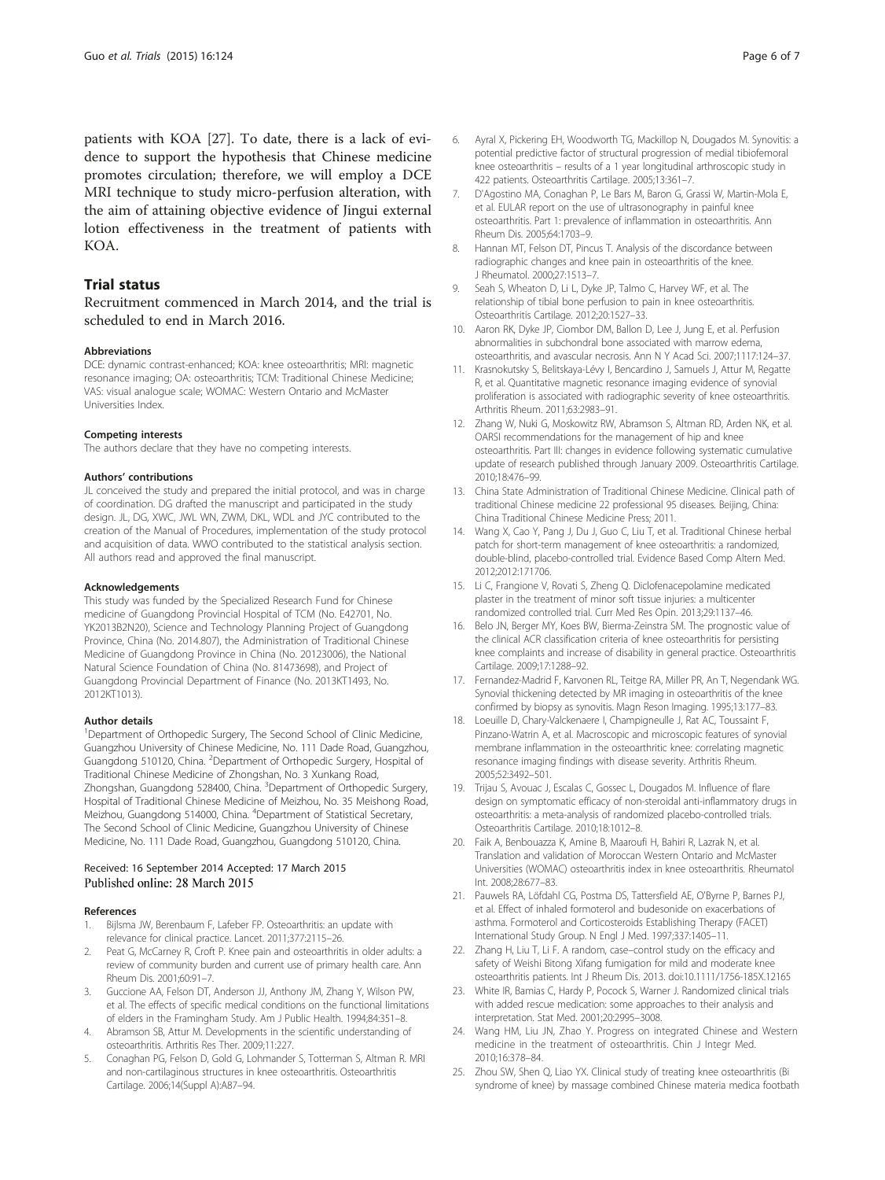patients with KOA [27]. To date, there is a lack of evidence to support the hypothesis that Chinese medicine promotes circulation; therefore, we will employ a DCE MRI technique to study micro-perfusion alteration, with the aim of attaining objective evidence of Jingui external lotion effectiveness in the treatment of patients with KOA.

## Trial status

Recruitment commenced in March 2014, and the trial is scheduled to end in March 2016.

#### Abbreviations

DCE: dynamic contrast-enhanced; KOA: knee osteoarthritis; MRI: magnetic resonance imaging; OA: osteoarthritis; TCM: Traditional Chinese Medicine; VAS: visual analogue scale; WOMAC: Western Ontario and McMaster Universities Index.

#### Competing interests

The authors declare that they have no competing interests.

#### Authors' contributions

JL conceived the study and prepared the initial protocol, and was in charge of coordination. DG drafted the manuscript and participated in the study design. JL, DG, XWC, JWL WN, ZWM, DKL, WDL and JYC contributed to the creation of the Manual of Procedures, implementation of the study protocol and acquisition of data. WWO contributed to the statistical analysis section. All authors read and approved the final manuscript.

#### Acknowledgements

This study was funded by the Specialized Research Fund for Chinese medicine of Guangdong Provincial Hospital of TCM (No. E42701, No. YK2013B2N20), Science and Technology Planning Project of Guangdong Province, China (No. 2014.807), the Administration of Traditional Chinese Medicine of Guangdong Province in China (No. 20123006), the National Natural Science Foundation of China (No. 81473698), and Project of Guangdong Provincial Department of Finance (No. 2013KT1493, No. 2012KT1013).

#### Author details

[1]Department of Orthopedic Surgery, The Second School of Clinic Medicine, Guangzhou University of Chinese Medicine, No. 111 Dade Road, Guangzhou, Guangdong 510120, China. [2]Department of Orthopedic Surgery, Hospital of Traditional Chinese Medicine of Zhongshan, No. 3 Xunkang Road, Zhongshan, Guangdong 528400, China. [3]Department of Orthopedic Surgery, Hospital of Traditional Chinese Medicine of Meizhou, No. 35 Meishong Road, Meizhou, Guangdong 514000, China. [4]Department of Statistical Secretary, The Second School of Clinic Medicine, Guangzhou University of Chinese Medicine, No. 111 Dade Road, Guangzhou, Guangdong 510120, China.

Received: 16 September 2014 Accepted: 17 March 2015
Published online: 28 March 2015

#### References

1. Bijlsma JW, Berenbaum F, Lafeber FP. Osteoarthritis: an update with relevance for clinical practice. Lancet. 2011;377:2115–26.
2. Peat G, McCarney R, Croft P. Knee pain and osteoarthritis in older adults: a review of community burden and current use of primary health care. Ann Rheum Dis. 2001;60:91–7.
3. Guccione AA, Felson DT, Anderson JJ, Anthony JM, Zhang Y, Wilson PW, et al. The effects of specific medical conditions on the functional limitations of elders in the Framingham Study. Am J Public Health. 1994;84:351–8.
4. Abramson SB, Attur M. Developments in the scientific understanding of osteoarthritis. Arthritis Res Ther. 2009;11:227.
5. Conaghan PG, Felson D, Gold G, Lohmander S, Totterman S, Altman R. MRI and non-cartilaginous structures in knee osteoarthritis. Osteoarthritis Cartilage. 2006;14(Suppl A):A87–94.
6. Ayral X, Pickering EH, Woodworth TG, Mackillop N, Dougados M. Synovitis: a potential predictive factor of structural progression of medial tibiofemoral knee osteoarthritis – results of a 1 year longitudinal arthroscopic study in 422 patients. Osteoarthritis Cartilage. 2005;13:361–7.
7. D'Agostino MA, Conaghan P, Le Bars M, Baron G, Grassi W, Martin-Mola E, et al. EULAR report on the use of ultrasonography in painful knee osteoarthritis. Part 1: prevalence of inflammation in osteoarthritis. Ann Rheum Dis. 2005;64:1703–9.
8. Hannan MT, Felson DT, Pincus T. Analysis of the discordance between radiographic changes and knee pain in osteoarthritis of the knee. J Rheumatol. 2000;27:1513–7.
9. Seah S, Wheaton D, Li L, Dyke JP, Talmo C, Harvey WF, et al. The relationship of tibial bone perfusion to pain in knee osteoarthritis. Osteoarthritis Cartilage. 2012;20:1527–33.
10. Aaron RK, Dyke JP, Ciombor DM, Ballon D, Lee J, Jung E, et al. Perfusion abnormalities in subchondral bone associated with marrow edema, osteoarthritis, and avascular necrosis. Ann N Y Acad Sci. 2007;1117:124–37.
11. Krasnokutsky S, Belitskaya-Lévy I, Bencardino J, Samuels J, Attur M, Regatte R, et al. Quantitative magnetic resonance imaging evidence of synovial proliferation is associated with radiographic severity of knee osteoarthritis. Arthritis Rheum. 2011;63:2983–91.
12. Zhang W, Nuki G, Moskowitz RW, Abramson S, Altman RD, Arden NK, et al. OARSI recommendations for the management of hip and knee osteoarthritis. Part III: changes in evidence following systematic cumulative update of research published through January 2009. Osteoarthritis Cartilage. 2010;18:476–99.
13. China State Administration of Traditional Chinese Medicine. Clinical path of traditional Chinese medicine 22 professional 95 diseases. Beijing, China: China Traditional Chinese Medicine Press; 2011.
14. Wang X, Cao Y, Pang J, Du J, Guo C, Liu T, et al. Traditional Chinese herbal patch for short-term management of knee osteoarthritis: a randomized, double-blind, placebo-controlled trial. Evidence Based Comp Altern Med. 2012;2012:171706.
15. Li C, Frangione V, Rovati S, Zheng Q. Diclofenacepolamine medicated plaster in the treatment of minor soft tissue injuries: a multicenter randomized controlled trial. Curr Med Res Opin. 2013;29:1137–46.
16. Belo JN, Berger MY, Koes BW, Bierma-Zeinstra SM. The prognostic value of the clinical ACR classification criteria of knee osteoarthritis for persisting knee complaints and increase of disability in general practice. Osteoarthritis Cartilage. 2009;17:1288–92.
17. Fernandez-Madrid F, Karvonen RL, Teitge RA, Miller PR, An T, Negendank WG. Synovial thickening detected by MR imaging in osteoarthritis of the knee confirmed by biopsy as synovitis. Magn Reson Imaging. 1995;13:177–83.
18. Loeuille D, Chary-Valckenaere I, Champigneulle J, Rat AC, Toussaint F, Pinzano-Watrin A, et al. Macroscopic and microscopic features of synovial membrane inflammation in the osteoarthritic knee: correlating magnetic resonance imaging findings with disease severity. Arthritis Rheum. 2005;52:3492–501.
19. Trijau S, Avouac J, Escalas C, Gossec L, Dougados M. Influence of flare design on symptomatic efficacy of non-steroidal anti-inflammatory drugs in osteoarthritis: a meta-analysis of randomized placebo-controlled trials. Osteoarthritis Cartilage. 2010;18:1012–8.
20. Faik A, Benbouazza K, Amine B, Maaroufi H, Bahiri R, Lazrak N, et al. Translation and validation of Moroccan Western Ontario and McMaster Universities (WOMAC) osteoarthritis index in knee osteoarthritis. Rheumatol Int. 2008;28:677–83.
21. Pauwels RA, Löfdahl CG, Postma DS, Tattersfield AE, O'Byrne P, Barnes PJ, et al. Effect of inhaled formoterol and budesonide on exacerbations of asthma. Formoterol and Corticosteroids Establishing Therapy (FACET) International Study Group. N Engl J Med. 1997;337:1405–11.
22. Zhang H, Liu T, Li F. A random, case–control study on the efficacy and safety of Weishi Bitong Xifang fumigation for mild and moderate knee osteoarthritis patients. Int J Rheum Dis. 2013. doi:10.1111/1756-185X.12165
23. White IR, Bamias C, Hardy P, Pocock S, Warner J. Randomized clinical trials with added rescue medication: some approaches to their analysis and interpretation. Stat Med. 2001;20:2995–3008.
24. Wang HM, Liu JN, Zhao Y. Progress on integrated Chinese and Western medicine in the treatment of osteoarthritis. Chin J Integr Med. 2010;16:378–84.
25. Zhou SW, Shen Q, Liao YX. Clinical study of treating knee osteoarthritis (Bi syndrome of knee) by massage combined Chinese materia medica footbath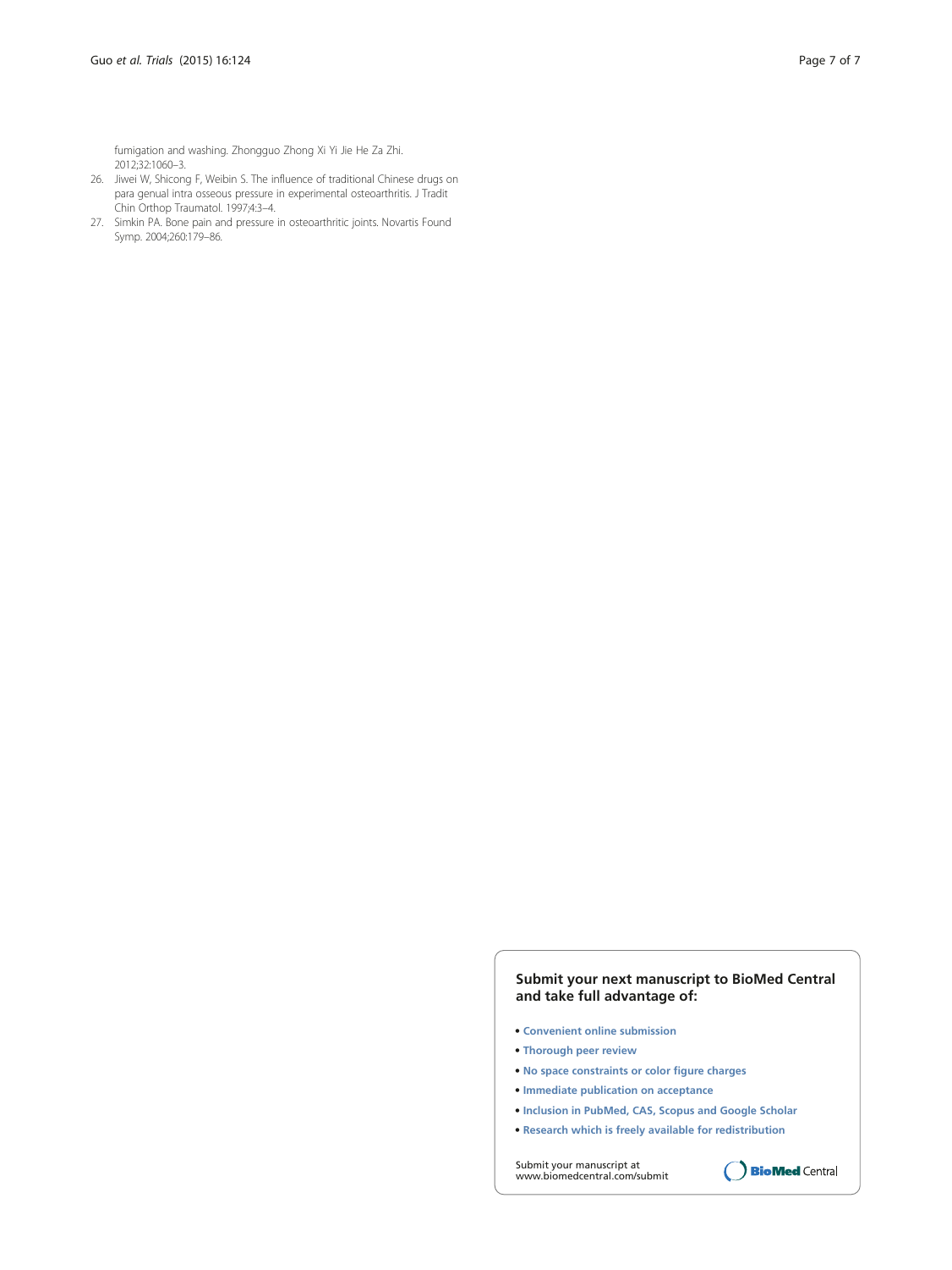fumigation and washing. Zhongguo Zhong Xi Yi Jie He Za Zhi. 2012;32:1060–3.

26. Jiwei W, Shicong F, Weibin S. The influence of traditional Chinese drugs on para genual intra osseous pressure in experimental osteoarthritis. J Tradit Chin Orthop Traumatol. 1997;4:3–4.
27. Simkin PA. Bone pain and pressure in osteoarthritic joints. Novartis Found Symp. 2004;260:179–86.

**Submit your next manuscript to BioMed Central and take full advantage of:**

- **Convenient online submission**
- **Thorough peer review**
- **No space constraints or color figure charges**
- **Immediate publication on acceptance**
- **Inclusion in PubMed, CAS, Scopus and Google Scholar**
- **Research which is freely available for redistribution**

Submit your manuscript at
www.biomedcentral.com/submit

BioMed Central